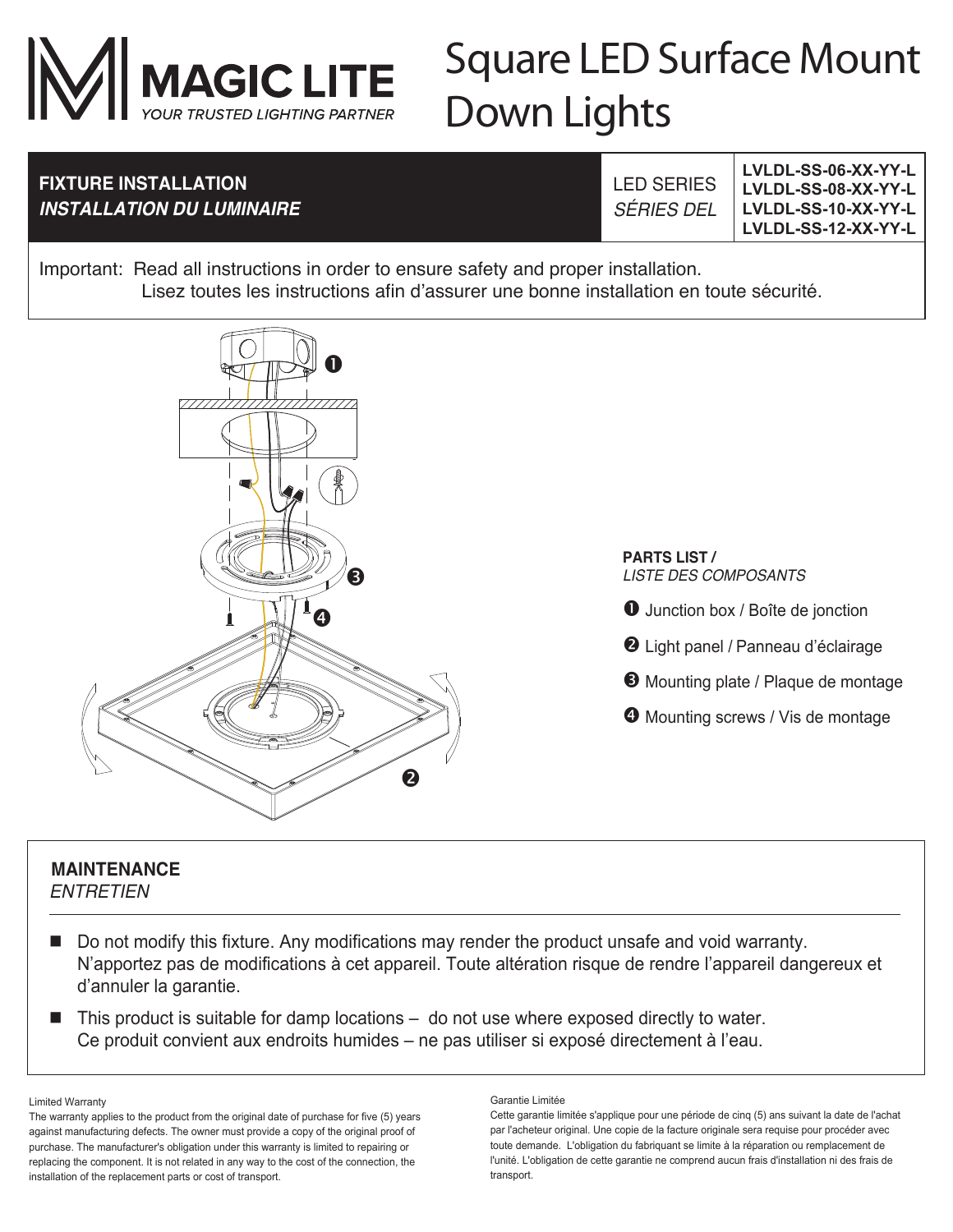# MAGIC LITE

*YOUR TRUSTED LIGHTING PARTNER*

# Square LED Surface Mount Down Lights

| **FIXTURE INSTALLATION** *INSTALLATION DU LUMINAIRE* | LED SERIES *SÉRIES DEL* | **LVLDL-SS-06-XX-YY-L** **LVLDL-SS-08-XX-YY-L** **LVLDL-SS-10-XX-YY-L** **LVLDL-SS-12-XX-YY-L** |
|---|---|---|

Important: Read all instructions in order to ensure safety and proper installation.
Lisez toutes les instructions afin d'assurer une bonne installation en toute sécurité.

**PARTS LIST /**
*LISTE DES COMPOSANTS*

1. Junction box / Boîte de jonction
2. Light panel / Panneau d'éclairage
3. Mounting plate / Plaque de montage
4. Mounting screws / Vis de montage

## MAINTENANCE
*ENTRETIEN*

- Do not modify this fixture. Any modifications may render the product unsafe and void warranty.
  N'apportez pas de modifications à cet appareil. Toute altération risque de rendre l'appareil dangereux et d'annuler la garantie.
- This product is suitable for damp locations – do not use where exposed directly to water.
  Ce produit convient aux endroits humides – ne pas utiliser si exposé directement à l'eau.

Limited Warranty

The warranty applies to the product from the original date of purchase for five (5) years against manufacturing defects. The owner must provide a copy of the original proof of purchase. The manufacturer's obligation under this warranty is limited to repairing or replacing the component. It is not related in any way to the cost of the connection, the installation of the replacement parts or cost of transport.

Garantie Limitée

Cette garantie limitée s'applique pour une période de cinq (5) ans suivant la date de l'achat par l'acheteur original. Une copie de la facture originale sera requise pour procéder avec toute demande. L'obligation du fabriquant se limite à la réparation ou remplacement de l'unité. L'obligation de cette garantie ne comprend aucun frais d'installation ni des frais de transport.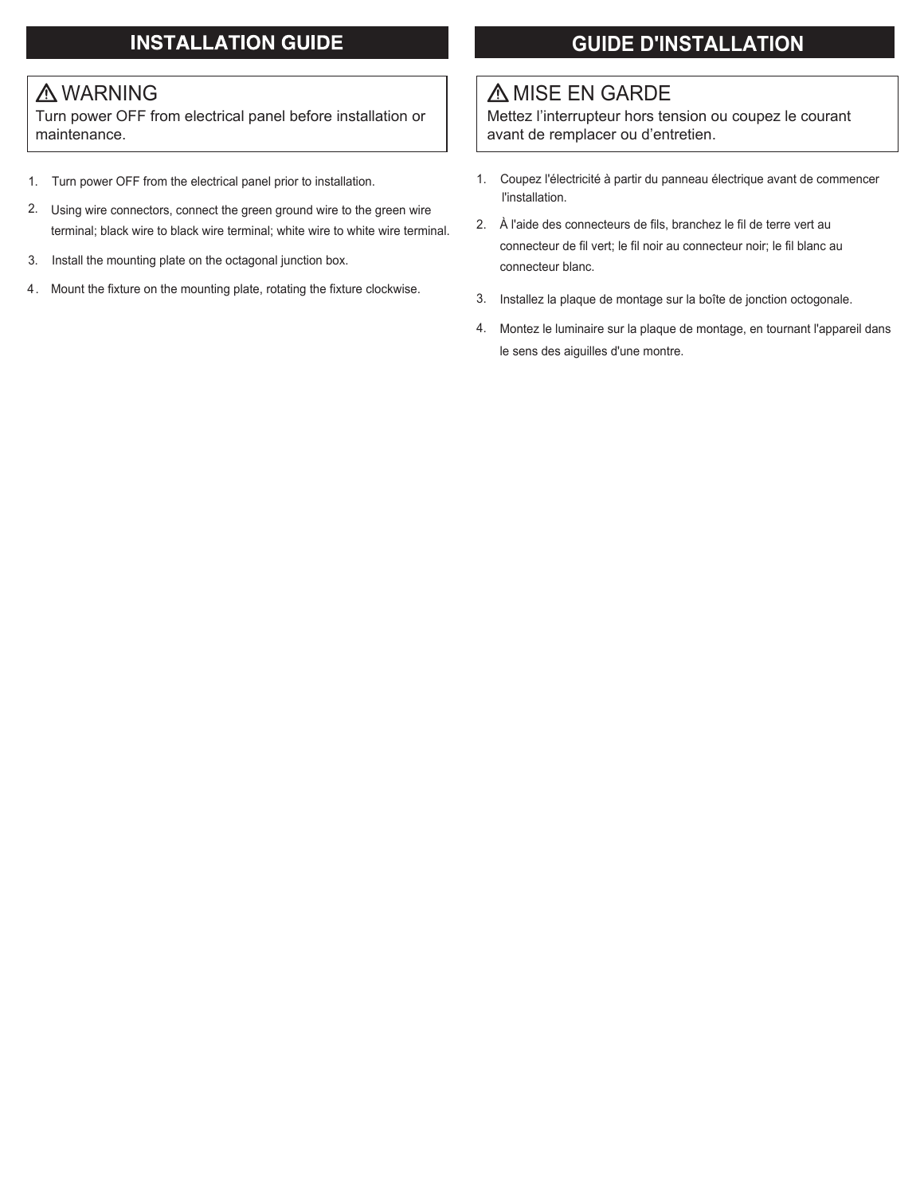## INSTALLATION GUIDE

### ⚠ WARNING

Turn power OFF from electrical panel before installation or maintenance.

1. Turn power OFF from the electrical panel prior to installation.
2. Using wire connectors, connect the green ground wire to the green wire terminal; black wire to black wire terminal; white wire to white wire terminal.
3. Install the mounting plate on the octagonal junction box.
4. Mount the fixture on the mounting plate, rotating the fixture clockwise.

## GUIDE D'INSTALLATION

### ⚠ MISE EN GARDE

Mettez l’interrupteur hors tension ou coupez le courant avant de remplacer ou d’entretien.

1. Coupez l'électricité à partir du panneau électrique avant de commencer l'installation.
2. À l'aide des connecteurs de fils, branchez le fil de terre vert au connecteur de fil vert; le fil noir au connecteur noir; le fil blanc au connecteur blanc.
3. Installez la plaque de montage sur la boîte de jonction octogonale.
4. Montez le luminaire sur la plaque de montage, en tournant l'appareil dans le sens des aiguilles d'une montre.